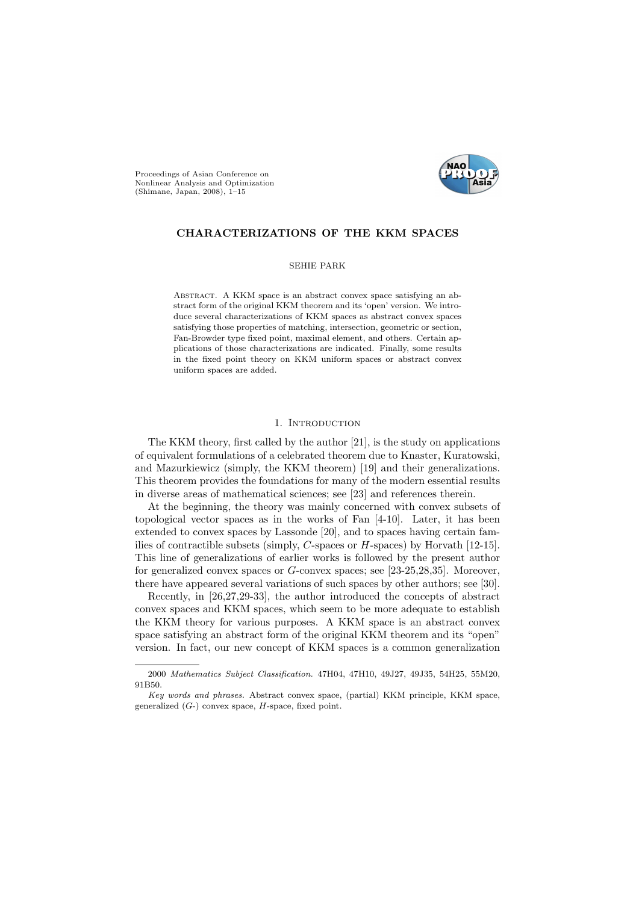# CHARACTERIZATIONS OF THE KKM SPACES

SEHIE PARK

ABSTRACT. A KKM space is an abstract convex space satisfying an abstract form of the original KKM theorem and its 'open' version. We introduce several characterizations of KKM spaces as abstract convex spaces satisfying those properties of matching, intersection, geometric or section, Fan-Browder type fixed point, maximal element, and others. Certain applications of those characterizations are indicated. Finally, some results in the fixed point theory on KKM uniform spaces or abstract convex uniform spaces are added.

## 1. INTRODUCTION

The KKM theory, first called by the author [21], is the study on applications of equivalent formulations of a celebrated theorem due to Knaster, Kuratowski, and Mazurkiewicz (simply, the KKM theorem) [19] and their generalizations. This theorem provides the foundations for many of the modern essential results in diverse areas of mathematical sciences; see [23] and references therein.

At the beginning, the theory was mainly concerned with convex subsets of topological vector spaces as in the works of Fan [4-10]. Later, it has been extended to convex spaces by Lassonde [20], and to spaces having certain families of contractible subsets (simply, $C$-spaces or $H$-spaces) by Horvath [12-15]. This line of generalizations of earlier works is followed by the present author for generalized convex spaces or $G$-convex spaces; see [23-25,28,35]. Moreover, there have appeared several variations of such spaces by other authors; see [30].

Recently, in [26,27,29-33], the author introduced the concepts of abstract convex spaces and KKM spaces, which seem to be more adequate to establish the KKM theory for various purposes. A KKM space is an abstract convex space satisfying an abstract form of the original KKM theorem and its "open" version. In fact, our new concept of KKM spaces is a common generalization

---

2000 *Mathematics Subject Classification.* 47H04, 47H10, 49J27, 49J35, 54H25, 55M20, 91B50.

*Key words and phrases.* Abstract convex space, (partial) KKM principle, KKM space, generalized ($G$-) convex space, $H$-space, fixed point.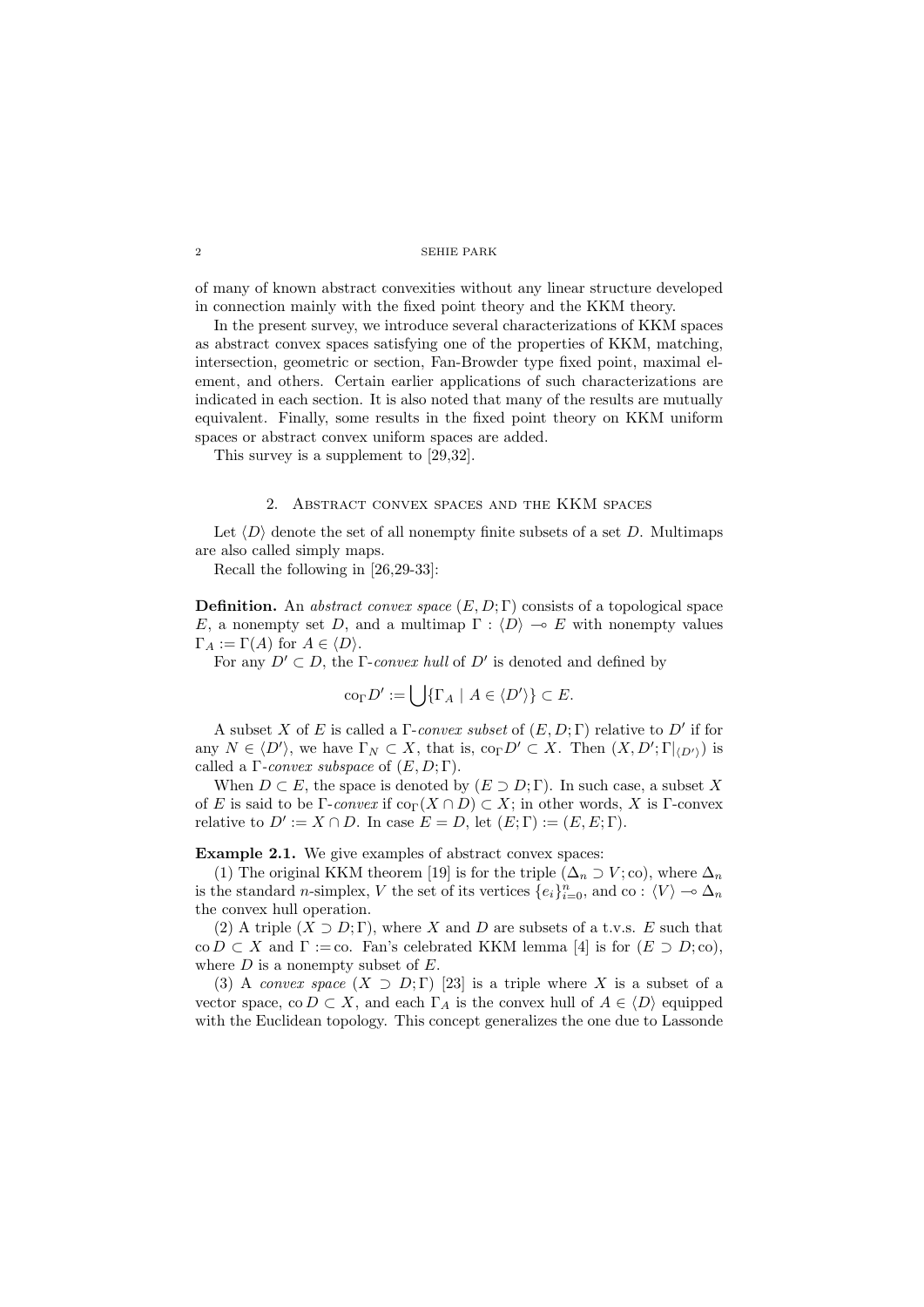of many of known abstract convexities without any linear structure developed in connection mainly with the fixed point theory and the KKM theory.

In the present survey, we introduce several characterizations of KKM spaces as abstract convex spaces satisfying one of the properties of KKM, matching, intersection, geometric or section, Fan-Browder type fixed point, maximal element, and others. Certain earlier applications of such characterizations are indicated in each section. It is also noted that many of the results are mutually equivalent. Finally, some results in the fixed point theory on KKM uniform spaces or abstract convex uniform spaces are added.

This survey is a supplement to [29,32].

## 2. Abstract convex spaces and the KKM spaces

Let $\langle D \rangle$ denote the set of all nonempty finite subsets of a set $D$. Multimaps are also called simply maps.

Recall the following in [26,29-33]:

**Definition.** An *abstract convex space* $(E, D; \Gamma)$ consists of a topological space $E$, a nonempty set $D$, and a multimap $\Gamma : \langle D \rangle \multimap E$ with nonempty values $\Gamma_A := \Gamma(A)$ for $A \in \langle D \rangle$.

For any $D' \subset D$, the $\Gamma$-*convex hull* of $D'$ is denoted and defined by

$$\mathrm{co}_\Gamma D' := \bigcup \{ \Gamma_A \mid A \in \langle D' \rangle \} \subset E.$$

A subset $X$ of $E$ is called a $\Gamma$-*convex subset* of $(E, D; \Gamma)$ relative to $D'$ if for any $N \in \langle D' \rangle$, we have $\Gamma_N \subset X$, that is, $\mathrm{co}_\Gamma D' \subset X$. Then $(X, D'; \Gamma|_{\langle D' \rangle})$ is called a $\Gamma$-*convex subspace* of $(E, D; \Gamma)$.

When $D \subset E$, the space is denoted by $(E \supset D; \Gamma)$. In such case, a subset $X$ of $E$ is said to be $\Gamma$-*convex* if $\mathrm{co}_\Gamma(X \cap D) \subset X$; in other words, $X$ is $\Gamma$-convex relative to $D' := X \cap D$. In case $E = D$, let $(E; \Gamma) := (E, E; \Gamma)$.

**Example 2.1.** We give examples of abstract convex spaces:

(1) The original KKM theorem [19] is for the triple $(\Delta_n \supset V; \mathrm{co})$, where $\Delta_n$ is the standard $n$-simplex, $V$ the set of its vertices $\{e_i\}_{i=0}^n$, and $\mathrm{co} : \langle V \rangle \multimap \Delta_n$ the convex hull operation.

(2) A triple $(X \supset D; \Gamma)$, where $X$ and $D$ are subsets of a t.v.s. $E$ such that $\mathrm{co}\, D \subset X$ and $\Gamma := \mathrm{co}$. Fan's celebrated KKM lemma [4] is for $(E \supset D; \mathrm{co})$, where $D$ is a nonempty subset of $E$.

(3) A *convex space* $(X \supset D; \Gamma)$ [23] is a triple where $X$ is a subset of a vector space, $\mathrm{co}\, D \subset X$, and each $\Gamma_A$ is the convex hull of $A \in \langle D \rangle$ equipped with the Euclidean topology. This concept generalizes the one due to Lassonde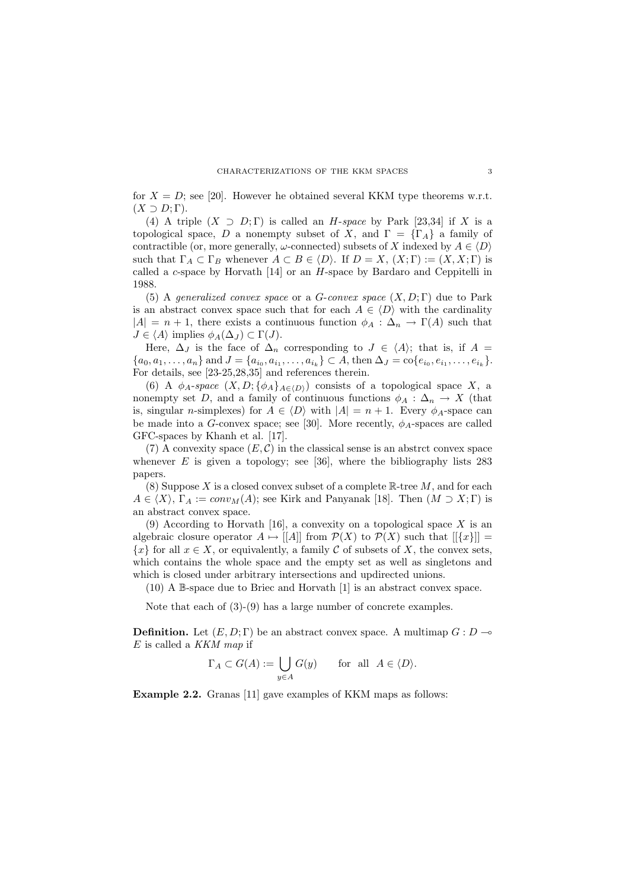for $X = D$; see [20]. However he obtained several KKM type theorems w.r.t. $(X \supset D; \Gamma)$.

(4) A triple $(X \supset D; \Gamma)$ is called an *H-space* by Park [23,34] if $X$ is a topological space, $D$ a nonempty subset of $X$, and $\Gamma = \{\Gamma_A\}$ a family of contractible (or, more generally, $\omega$-connected) subsets of $X$ indexed by $A \in \langle D \rangle$ such that $\Gamma_A \subset \Gamma_B$ whenever $A \subset B \in \langle D \rangle$. If $D = X$, $(X; \Gamma) := (X, X; \Gamma)$ is called a *c*-space by Horvath [14] or an *H*-space by Bardaro and Ceppitelli in 1988.

(5) A *generalized convex space* or a *G-convex space* $(X, D; \Gamma)$ due to Park is an abstract convex space such that for each $A \in \langle D \rangle$ with the cardinality $|A| = n + 1$, there exists a continuous function $\phi_A : \Delta_n \to \Gamma(A)$ such that $J \in \langle A \rangle$ implies $\phi_A(\Delta_J) \subset \Gamma(J)$.

Here, $\Delta_J$ is the face of $\Delta_n$ corresponding to $J \in \langle A \rangle$; that is, if $A = \{a_0, a_1, \ldots, a_n\}$ and $J = \{a_{i_0}, a_{i_1}, \ldots, a_{i_k}\} \subset A$, then $\Delta_J = \text{co}\{e_{i_0}, e_{i_1}, \ldots, e_{i_k}\}$. For details, see [23-25,28,35] and references therein.

(6) A *$\phi_A$-space* $(X, D; \{\phi_A\}_{A \in \langle D \rangle})$ consists of a topological space $X$, a nonempty set $D$, and a family of continuous functions $\phi_A : \Delta_n \to X$ (that is, singular $n$-simplexes) for $A \in \langle D \rangle$ with $|A| = n + 1$. Every $\phi_A$-space can be made into a $G$-convex space; see [30]. More recently, $\phi_A$-spaces are called GFC-spaces by Khanh et al. [17].

(7) A convexity space $(E, \mathcal{C})$ in the classical sense is an abstrct convex space whenever $E$ is given a topology; see [36], where the bibliography lists 283 papers.

(8) Suppose $X$ is a closed convex subset of a complete $\mathbb{R}$-tree $M$, and for each $A \in \langle X \rangle$, $\Gamma_A := conv_M(A)$; see Kirk and Panyanak [18]. Then $(M \supset X; \Gamma)$ is an abstract convex space.

(9) According to Horvath [16], a convexity on a topological space $X$ is an algebraic closure operator $A \mapsto [[A]]$ from $\mathcal{P}(X)$ to $\mathcal{P}(X)$ such that $[[\{x\}]] = \{x\}$ for all $x \in X$, or equivalently, a family $\mathcal{C}$ of subsets of $X$, the convex sets, which contains the whole space and the empty set as well as singletons and which is closed under arbitrary intersections and updirected unions.

(10) A $\mathbb{B}$-space due to Briec and Horvath [1] is an abstract convex space.

Note that each of (3)-(9) has a large number of concrete examples.

**Definition.** Let $(E, D; \Gamma)$ be an abstract convex space. A multimap $G : D \multimap E$ is called a *KKM map* if

$$\Gamma_A \subset G(A) := \bigcup_{y \in A} G(y) \qquad \text{for all} \quad A \in \langle D \rangle.$$

**Example 2.2.** Granas [11] gave examples of KKM maps as follows: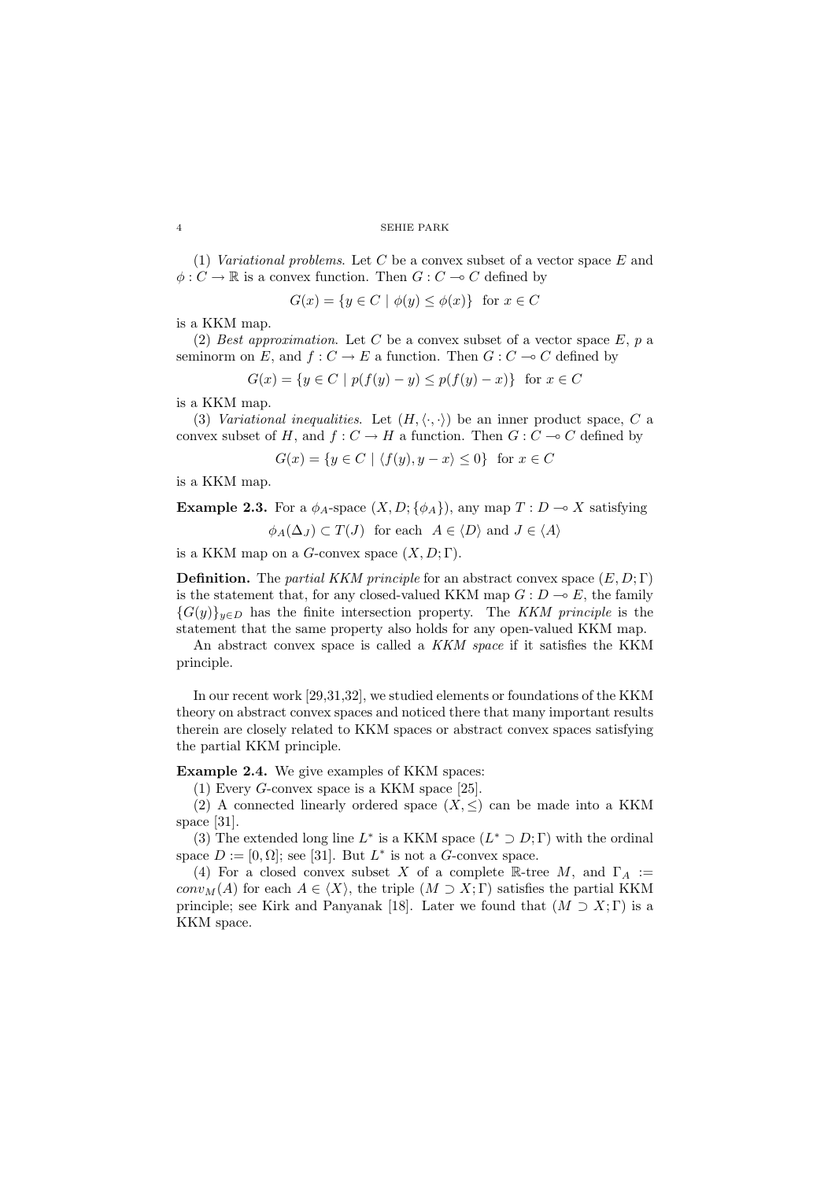(1) *Variational problems.* Let $C$ be a convex subset of a vector space $E$ and $\phi : C \to \mathbb{R}$ is a convex function. Then $G : C \multimap C$ defined by

$$G(x) = \{y \in C \mid \phi(y) \le \phi(x)\} \ \text{ for } x \in C$$

is a KKM map.

(2) *Best approximation.* Let $C$ be a convex subset of a vector space $E$, $p$ a seminorm on $E$, and $f : C \to E$ a function. Then $G : C \multimap C$ defined by

$$G(x) = \{y \in C \mid p(f(y) - y) \le p(f(y) - x)\} \ \text{ for } x \in C$$

is a KKM map.

(3) *Variational inequalities.* Let $(H, \langle \cdot, \cdot \rangle)$ be an inner product space, $C$ a convex subset of $H$, and $f : C \to H$ a function. Then $G : C \multimap C$ defined by

$$G(x) = \{y \in C \mid \langle f(y), y - x \rangle \le 0\} \ \text{ for } x \in C$$

is a KKM map.

**Example 2.3.** For a $\phi_A$-space $(X, D; \{\phi_A\})$, any map $T : D \multimap X$ satisfying

$$\phi_A(\Delta_J) \subset T(J) \ \text{ for each } \ A \in \langle D \rangle \text{ and } J \in \langle A \rangle$$

is a KKM map on a $G$-convex space $(X, D; \Gamma)$.

**Definition.** The *partial KKM principle* for an abstract convex space $(E, D; \Gamma)$ is the statement that, for any closed-valued KKM map $G : D \multimap E$, the family $\{G(y)\}_{y \in D}$ has the finite intersection property. The *KKM principle* is the statement that the same property also holds for any open-valued KKM map.

An abstract convex space is called a *KKM space* if it satisfies the KKM principle.

In our recent work [29,31,32], we studied elements or foundations of the KKM theory on abstract convex spaces and noticed there that many important results therein are closely related to KKM spaces or abstract convex spaces satisfying the partial KKM principle.

**Example 2.4.** We give examples of KKM spaces:

(1) Every $G$-convex space is a KKM space [25].

(2) A connected linearly ordered space $(X, \le)$ can be made into a KKM space [31].

(3) The extended long line $L^*$ is a KKM space $(L^* \supset D; \Gamma)$ with the ordinal space $D := [0, \Omega]$; see [31]. But $L^*$ is not a $G$-convex space.

(4) For a closed convex subset $X$ of a complete $\mathbb{R}$-tree $M$, and $\Gamma_A := conv_M(A)$ for each $A \in \langle X \rangle$, the triple $(M \supset X; \Gamma)$ satisfies the partial KKM principle; see Kirk and Panyanak [18]. Later we found that $(M \supset X; \Gamma)$ is a KKM space.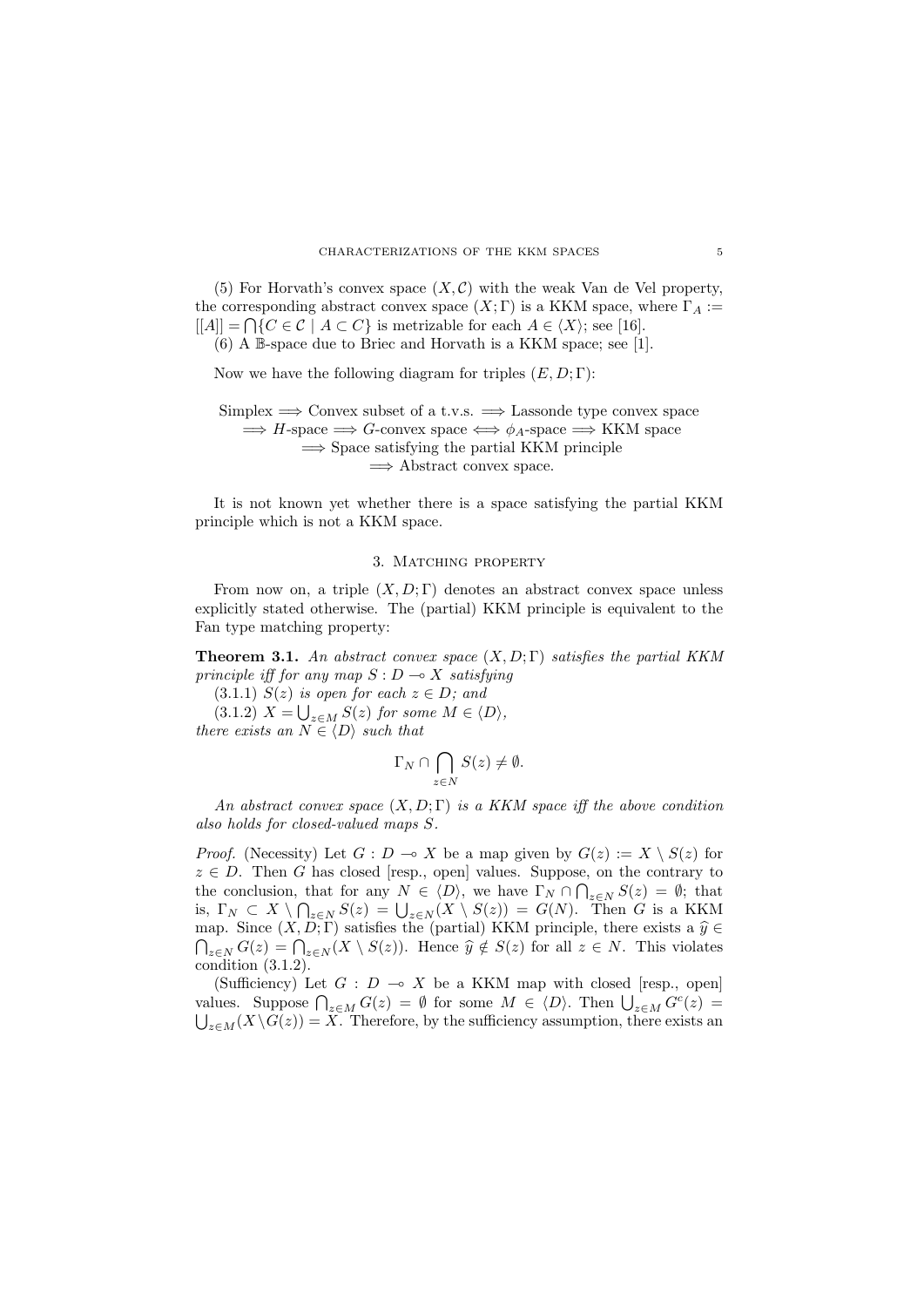(5) For Horvath's convex space $(X, \mathcal{C})$ with the weak Van de Vel property, the corresponding abstract convex space $(X; \Gamma)$ is a KKM space, where $\Gamma_A := [[A]] = \bigcap\{C \in \mathcal{C} \mid A \subset C\}$ is metrizable for each $A \in \langle X \rangle$; see [16].

(6) A $\mathbb{B}$-space due to Briec and Horvath is a KKM space; see [1].

Now we have the following diagram for triples $(E, D; \Gamma)$:

$$
\begin{aligned}
&\text{Simplex} \Longrightarrow \text{Convex subset of a t.v.s.} \Longrightarrow \text{Lassonde type convex space} \\
&\Longrightarrow H\text{-space} \Longrightarrow G\text{-convex space} \Longleftrightarrow \phi_A\text{-space} \Longrightarrow \text{KKM space} \\
&\Longrightarrow \text{Space satisfying the partial KKM principle} \\
&\Longrightarrow \text{Abstract convex space.}
\end{aligned}
$$

It is not known yet whether there is a space satisfying the partial KKM principle which is not a KKM space.

## 3. Matching property

From now on, a triple $(X, D; \Gamma)$ denotes an abstract convex space unless explicitly stated otherwise. The (partial) KKM principle is equivalent to the Fan type matching property:

**Theorem 3.1.** *An abstract convex space $(X, D; \Gamma)$ satisfies the partial KKM principle iff for any map $S : D \multimap X$ satisfying*

(3.1.1) *$S(z)$ is open for each $z \in D$; and*

(3.1.2) *$X = \bigcup_{z \in M} S(z)$ for some $M \in \langle D \rangle$,*

*there exists an $N \in \langle D \rangle$ such that*

$$\Gamma_N \cap \bigcap_{z \in N} S(z) \neq \emptyset.$$

*An abstract convex space $(X, D; \Gamma)$ is a KKM space iff the above condition also holds for closed-valued maps $S$.*

*Proof.* (Necessity) Let $G : D \multimap X$ be a map given by $G(z) := X \setminus S(z)$ for $z \in D$. Then $G$ has closed [resp., open] values. Suppose, on the contrary to the conclusion, that for any $N \in \langle D \rangle$, we have $\Gamma_N \cap \bigcap_{z \in N} S(z) = \emptyset$; that is, $\Gamma_N \subset X \setminus \bigcap_{z \in N} S(z) = \bigcup_{z \in N}(X \setminus S(z)) = G(N)$. Then $G$ is a KKM map. Since $(X, D; \Gamma)$ satisfies the (partial) KKM principle, there exists a $\widehat{y} \in \bigcap_{z \in N} G(z) = \bigcap_{z \in N}(X \setminus S(z))$. Hence $\widehat{y} \notin S(z)$ for all $z \in N$. This violates condition (3.1.2).

(Sufficiency) Let $G : D \multimap X$ be a KKM map with closed [resp., open] values. Suppose $\bigcap_{z \in M} G(z) = \emptyset$ for some $M \in \langle D \rangle$. Then $\bigcup_{z \in M} G^c(z) = \bigcup_{z \in M}(X \setminus G(z)) = X$. Therefore, by the sufficiency assumption, there exists an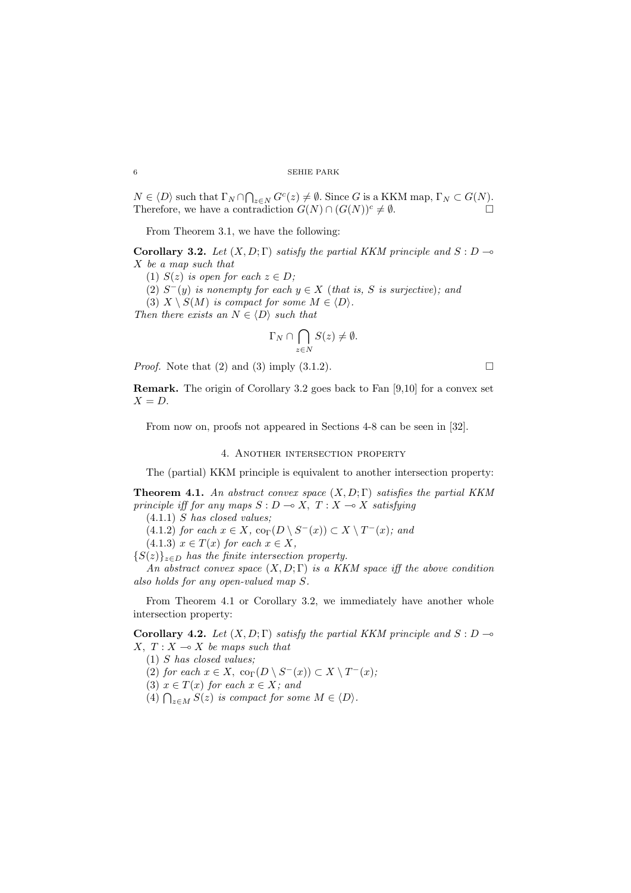$N \in \langle D \rangle$ such that $\Gamma_N \cap \bigcap_{z \in N} G^c(z) \neq \emptyset$. Since $G$ is a KKM map, $\Gamma_N \subset G(N)$. Therefore, we have a contradiction $G(N) \cap (G(N))^c \neq \emptyset$. $\square$

From Theorem 3.1, we have the following:

**Corollary 3.2.** *Let $(X, D; \Gamma)$ satisfy the partial KKM principle and $S : D \multimap X$ be a map such that*

*(1) $S(z)$ is open for each $z \in D$;*

*(2) $S^-(y)$ is nonempty for each $y \in X$ (that is, $S$ is surjective); and*

*(3) $X \setminus S(M)$ is compact for some $M \in \langle D \rangle$.*

*Then there exists an $N \in \langle D \rangle$ such that*

$$\Gamma_N \cap \bigcap_{z \in N} S(z) \neq \emptyset.$$

*Proof.* Note that (2) and (3) imply (3.1.2). $\square$

**Remark.** The origin of Corollary 3.2 goes back to Fan [9,10] for a convex set $X = D$.

From now on, proofs not appeared in Sections 4-8 can be seen in [32].

## 4. Another intersection property

The (partial) KKM principle is equivalent to another intersection property:

**Theorem 4.1.** *An abstract convex space $(X, D; \Gamma)$ satisfies the partial KKM principle iff for any maps $S : D \multimap X$, $T : X \multimap X$ satisfying*

*(4.1.1) $S$ has closed values;*

*(4.1.2) for each $x \in X$, $\text{co}_\Gamma(D \setminus S^-(x)) \subset X \setminus T^-(x)$; and*

*(4.1.3) $x \in T(x)$ for each $x \in X$,*

*$\{S(z)\}_{z \in D}$ has the finite intersection property.*

*An abstract convex space $(X, D; \Gamma)$ is a KKM space iff the above condition also holds for any open-valued map $S$.*

From Theorem 4.1 or Corollary 3.2, we immediately have another whole intersection property:

**Corollary 4.2.** *Let $(X, D; \Gamma)$ satisfy the partial KKM principle and $S : D \multimap X$, $T : X \multimap X$ be maps such that*

*(1) $S$ has closed values;*

*(2) for each $x \in X$, $\text{co}_\Gamma(D \setminus S^-(x)) \subset X \setminus T^-(x)$;*

*(3) $x \in T(x)$ for each $x \in X$; and*

*(4) $\bigcap_{z \in M} S(z)$ is compact for some $M \in \langle D \rangle$.*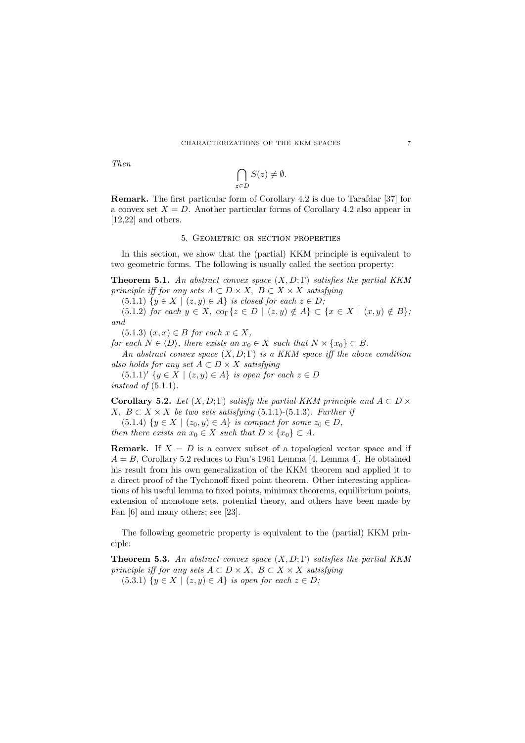*Then*

$$\bigcap_{z \in D} S(z) \neq \emptyset.$$

**Remark.** The first particular form of Corollary 4.2 is due to Tarafdar [37] for a convex set $X = D$. Another particular forms of Corollary 4.2 also appear in [12,22] and others.

## 5. Geometric or section properties

In this section, we show that the (partial) KKM principle is equivalent to two geometric forms. The following is usually called the section property:

**Theorem 5.1.** *An abstract convex space $(X, D; \Gamma)$ satisfies the partial KKM principle iff for any sets $A \subset D \times X$, $B \subset X \times X$ satisfying*

(5.1.1) $\{y \in X \mid (z, y) \in A\}$ *is closed for each $z \in D$;*

(5.1.2) *for each $y \in X$, $\mathrm{co}_\Gamma\{z \in D \mid (z, y) \notin A\} \subset \{x \in X \mid (x, y) \notin B\}$; and*

(5.1.3) $(x, x) \in B$ *for each $x \in X$,*

*for each $N \in \langle D \rangle$, there exists an $x_0 \in X$ such that $N \times \{x_0\} \subset B$.*

*An abstract convex space $(X, D; \Gamma)$ is a KKM space iff the above condition also holds for any set $A \subset D \times X$ satisfying*

$(5.1.1)'$ $\{y \in X \mid (z, y) \in A\}$ *is open for each $z \in D$*

*instead of* (5.1.1).

**Corollary 5.2.** *Let $(X, D; \Gamma)$ satisfy the partial KKM principle and $A \subset D \times X$, $B \subset X \times X$ be two sets satisfying* (5.1.1)-(5.1.3). *Further if*

(5.1.4) $\{y \in X \mid (z_0, y) \in A\}$ *is compact for some $z_0 \in D$,*

*then there exists an $x_0 \in X$ such that $D \times \{x_0\} \subset A$.*

**Remark.** If $X = D$ is a convex subset of a topological vector space and if $A = B$, Corollary 5.2 reduces to Fan's 1961 Lemma [4, Lemma 4]. He obtained his result from his own generalization of the KKM theorem and applied it to a direct proof of the Tychonoff fixed point theorem. Other interesting applications of his useful lemma to fixed points, minimax theorems, equilibrium points, extension of monotone sets, potential theory, and others have been made by Fan [6] and many others; see [23].

The following geometric property is equivalent to the (partial) KKM principle:

**Theorem 5.3.** *An abstract convex space $(X, D; \Gamma)$ satisfies the partial KKM principle iff for any sets $A \subset D \times X$, $B \subset X \times X$ satisfying*

(5.3.1) $\{y \in X \mid (z, y) \in A\}$ *is open for each $z \in D$;*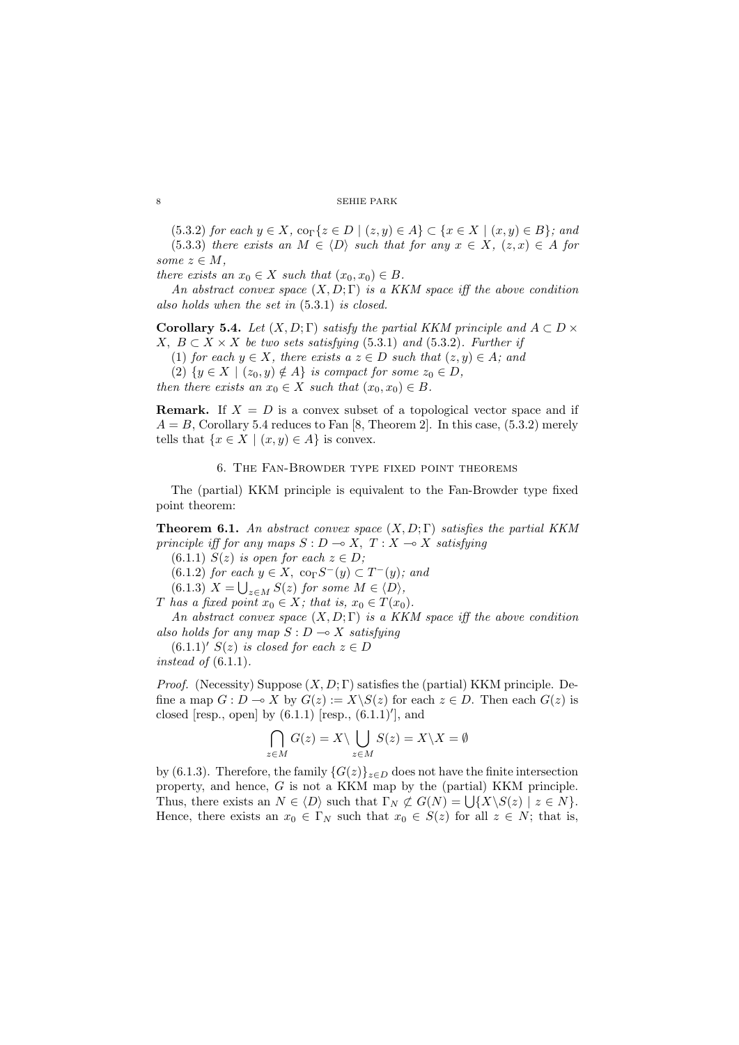(5.3.2) *for each* $y \in X$, $\operatorname{co}_\Gamma\{z \in D \mid (z,y) \in A\} \subset \{x \in X \mid (x,y) \in B\}$*; and*

(5.3.3) *there exists an* $M \in \langle D\rangle$ *such that for any* $x \in X$, $(z,x) \in A$ *for some* $z \in M$,

*there exists an* $x_0 \in X$ *such that* $(x_0, x_0) \in B$.

*An abstract convex space* $(X, D; \Gamma)$ *is a KKM space iff the above condition also holds when the set in* (5.3.1) *is closed.*

**Corollary 5.4.** *Let* $(X, D; \Gamma)$ *satisfy the partial KKM principle and* $A \subset D \times X$, $B \subset X \times X$ *be two sets satisfying* (5.3.1) *and* (5.3.2)*. Further if*

(1) *for each* $y \in X$*, there exists a* $z \in D$ *such that* $(z,y) \in A$*; and*

(2) $\{y \in X \mid (z_0, y) \notin A\}$ *is compact for some* $z_0 \in D$,

*then there exists an* $x_0 \in X$ *such that* $(x_0, x_0) \in B$.

**Remark.** If $X = D$ is a convex subset of a topological vector space and if $A = B$, Corollary 5.4 reduces to Fan [8, Theorem 2]. In this case, (5.3.2) merely tells that $\{x \in X \mid (x,y) \in A\}$ is convex.

## 6. The Fan-Browder type fixed point theorems

The (partial) KKM principle is equivalent to the Fan-Browder type fixed point theorem:

**Theorem 6.1.** *An abstract convex space* $(X, D; \Gamma)$ *satisfies the partial KKM principle iff for any maps* $S : D \multimap X$, $T : X \multimap X$ *satisfying*

(6.1.1) $S(z)$ *is open for each* $z \in D$;

(6.1.2) *for each* $y \in X$, $\operatorname{co}_\Gamma S^-(y) \subset T^-(y)$*; and*

(6.1.3) $X = \bigcup_{z \in M} S(z)$ *for some* $M \in \langle D\rangle$,

$T$ *has a fixed point* $x_0 \in X$*; that is,* $x_0 \in T(x_0)$.

*An abstract convex space* $(X, D; \Gamma)$ *is a KKM space iff the above condition also holds for any map* $S : D \multimap X$ *satisfying*

$(6.1.1)'$ $S(z)$ *is closed for each* $z \in D$

*instead of* (6.1.1).

*Proof.* (Necessity) Suppose $(X, D; \Gamma)$ satisfies the (partial) KKM principle. Define a map $G : D \multimap X$ by $G(z) := X \backslash S(z)$ for each $z \in D$. Then each $G(z)$ is closed [resp., open] by (6.1.1) [resp., $(6.1.1)'$], and

$$\bigcap_{z \in M} G(z) = X \backslash \bigcup_{z \in M} S(z) = X \backslash X = \emptyset$$

by (6.1.3). Therefore, the family $\{G(z)\}_{z \in D}$ does not have the finite intersection property, and hence, $G$ is not a KKM map by the (partial) KKM principle. Thus, there exists an $N \in \langle D\rangle$ such that $\Gamma_N \not\subset G(N) = \bigcup\{X \backslash S(z) \mid z \in N\}$. Hence, there exists an $x_0 \in \Gamma_N$ such that $x_0 \in S(z)$ for all $z \in N$; that is,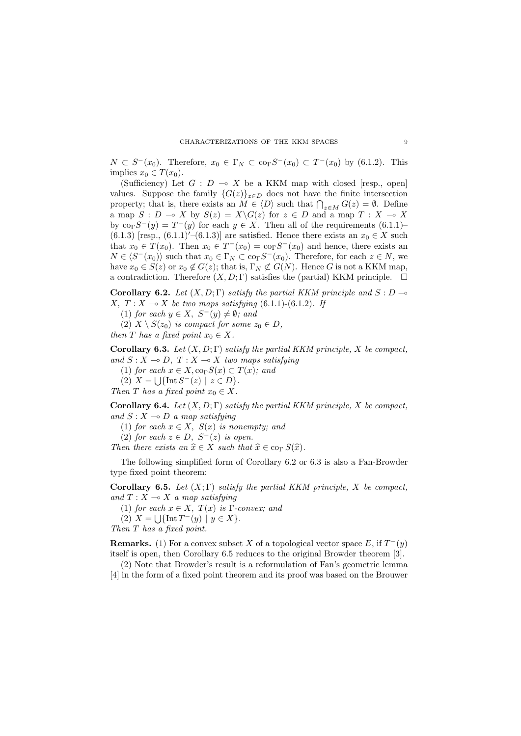$N \subset S^-(x_0)$. Therefore, $x_0 \in \Gamma_N \subset \mathrm{co}_\Gamma S^-(x_0) \subset T^-(x_0)$ by (6.1.2). This implies $x_0 \in T(x_0)$.

(Sufficiency) Let $G : D \multimap X$ be a KKM map with closed [resp., open] values. Suppose the family $\{G(z)\}_{z \in D}$ does not have the finite intersection property; that is, there exists an $M \in \langle D \rangle$ such that $\bigcap_{z \in M} G(z) = \emptyset$. Define a map $S : D \multimap X$ by $S(z) = X \backslash G(z)$ for $z \in D$ and a map $T : X \multimap X$ by $\mathrm{co}_\Gamma S^-(y) = T^-(y)$ for each $y \in X$. Then all of the requirements (6.1.1)–(6.1.3) [resp., (6.1.1)′–(6.1.3)] are satisfied. Hence there exists an $x_0 \in X$ such that $x_0 \in T(x_0)$. Then $x_0 \in T^-(x_0) = \mathrm{co}_\Gamma S^-(x_0)$ and hence, there exists an $N \in \langle S^-(x_0) \rangle$ such that $x_0 \in \Gamma_N \subset \mathrm{co}_\Gamma S^-(x_0)$. Therefore, for each $z \in N$, we have $x_0 \in S(z)$ or $x_0 \notin G(z)$; that is, $\Gamma_N \not\subset G(N)$. Hence $G$ is not a KKM map, a contradiction. Therefore $(X, D; \Gamma)$ satisfies the (partial) KKM principle. $\square$

**Corollary 6.2.** *Let $(X, D; \Gamma)$ satisfy the partial KKM principle and $S : D \multimap X$, $T : X \multimap X$ be two maps satisfying* (6.1.1)-(6.1.2). *If*

(1) *for each $y \in X$, $S^-(y) \neq \emptyset$; and*

(2) *$X \setminus S(z_0)$ is compact for some $z_0 \in D$,*

*then $T$ has a fixed point $x_0 \in X$.*

**Corollary 6.3.** *Let $(X, D; \Gamma)$ satisfy the partial KKM principle, $X$ be compact, and $S : X \multimap D$, $T : X \multimap X$ two maps satisfying*

(1) *for each $x \in X$, $\mathrm{co}_\Gamma S(x) \subset T(x)$; and*

(2) *$X = \bigcup \{\mathrm{Int}\, S^-(z) \mid z \in D\}$.*

*Then $T$ has a fixed point $x_0 \in X$.*

**Corollary 6.4.** *Let $(X, D; \Gamma)$ satisfy the partial KKM principle, $X$ be compact, and $S : X \multimap D$ a map satisfying*

(1) *for each $x \in X$, $S(x)$ is nonempty; and*

(2) *for each $z \in D$, $S^-(z)$ is open.*

*Then there exists an $\widehat{x} \in X$ such that $\widehat{x} \in \mathrm{co}_\Gamma S(\widehat{x})$.*

The following simplified form of Corollary 6.2 or 6.3 is also a Fan-Browder type fixed point theorem:

**Corollary 6.5.** *Let $(X; \Gamma)$ satisfy the partial KKM principle, $X$ be compact, and $T : X \multimap X$ a map satisfying*

(1) *for each $x \in X$, $T(x)$ is $\Gamma$-convex; and*

(2) *$X = \bigcup \{\mathrm{Int}\, T^-(y) \mid y \in X\}$.*

*Then $T$ has a fixed point.*

**Remarks.** (1) For a convex subset $X$ of a topological vector space $E$, if $T^-(y)$ itself is open, then Corollary 6.5 reduces to the original Browder theorem [3].

(2) Note that Browder's result is a reformulation of Fan's geometric lemma [4] in the form of a fixed point theorem and its proof was based on the Brouwer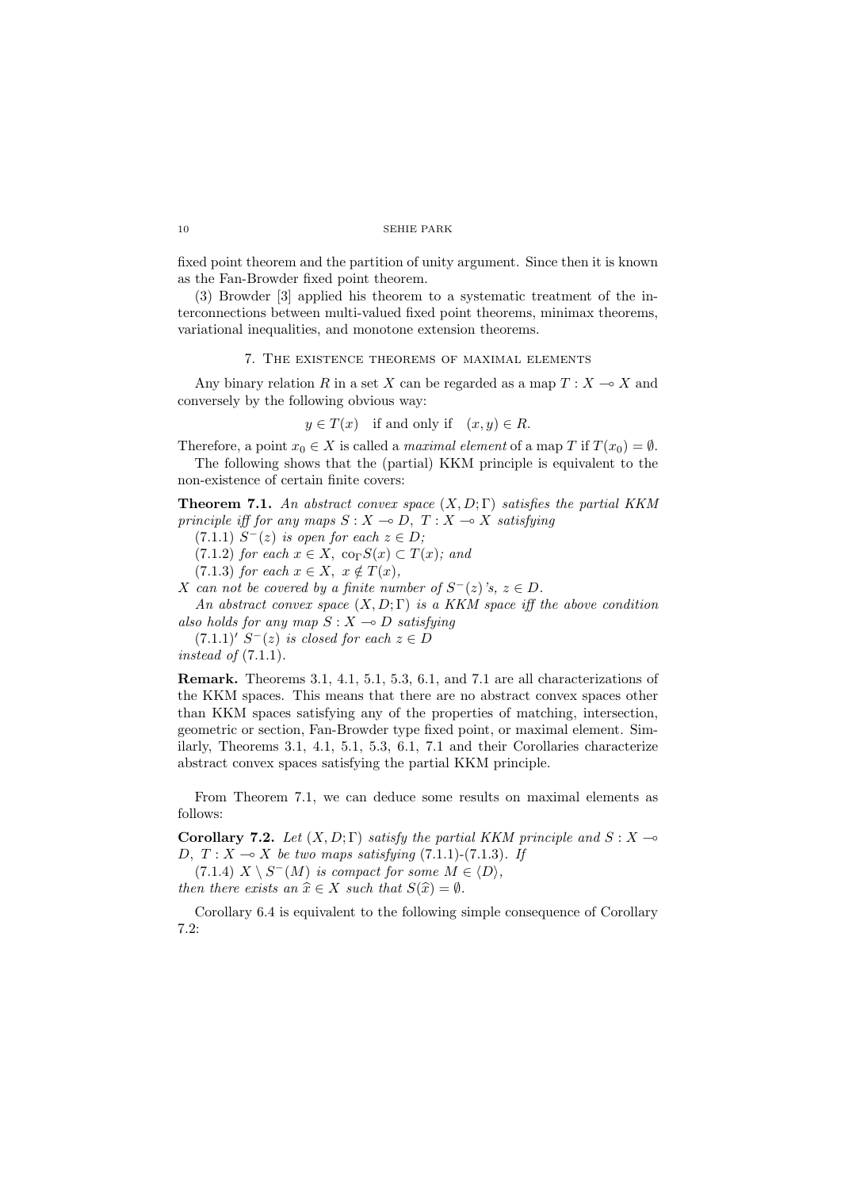fixed point theorem and the partition of unity argument. Since then it is known as the Fan-Browder fixed point theorem.

(3) Browder [3] applied his theorem to a systematic treatment of the interconnections between multi-valued fixed point theorems, minimax theorems, variational inequalities, and monotone extension theorems.

## 7. The existence theorems of maximal elements

Any binary relation $R$ in a set $X$ can be regarded as a map $T : X \multimap X$ and conversely by the following obvious way:

$$y \in T(x) \quad \text{if and only if} \quad (x, y) \in R.$$

Therefore, a point $x_0 \in X$ is called a *maximal element* of a map $T$ if $T(x_0) = \emptyset$.

The following shows that the (partial) KKM principle is equivalent to the non-existence of certain finite covers:

**Theorem 7.1.** *An abstract convex space $(X, D; \Gamma)$ satisfies the partial KKM principle iff for any maps $S : X \multimap D$, $T : X \multimap X$ satisfying*

*(7.1.1) $S^-(z)$ is open for each $z \in D$;*

*(7.1.2) for each $x \in X$, $\mathrm{co}_\Gamma S(x) \subset T(x)$; and*

*(7.1.3) for each $x \in X$, $x \notin T(x)$,*

*$X$ can not be covered by a finite number of $S^-(z)$'s, $z \in D$.*

*An abstract convex space $(X, D; \Gamma)$ is a KKM space iff the above condition also holds for any map $S : X \multimap D$ satisfying*

*(7.1.1)′ $S^-(z)$ is closed for each $z \in D$*

*instead of (7.1.1).*

**Remark.** Theorems 3.1, 4.1, 5.1, 5.3, 6.1, and 7.1 are all characterizations of the KKM spaces. This means that there are no abstract convex spaces other than KKM spaces satisfying any of the properties of matching, intersection, geometric or section, Fan-Browder type fixed point, or maximal element. Similarly, Theorems 3.1, 4.1, 5.1, 5.3, 6.1, 7.1 and their Corollaries characterize abstract convex spaces satisfying the partial KKM principle.

From Theorem 7.1, we can deduce some results on maximal elements as follows:

**Corollary 7.2.** *Let $(X, D; \Gamma)$ satisfy the partial KKM principle and $S : X \multimap D$, $T : X \multimap X$ be two maps satisfying (7.1.1)-(7.1.3). If*

*(7.1.4) $X \setminus S^-(M)$ is compact for some $M \in \langle D \rangle$,*

*then there exists an $\widehat{x} \in X$ such that $S(\widehat{x}) = \emptyset$.*

Corollary 6.4 is equivalent to the following simple consequence of Corollary 7.2: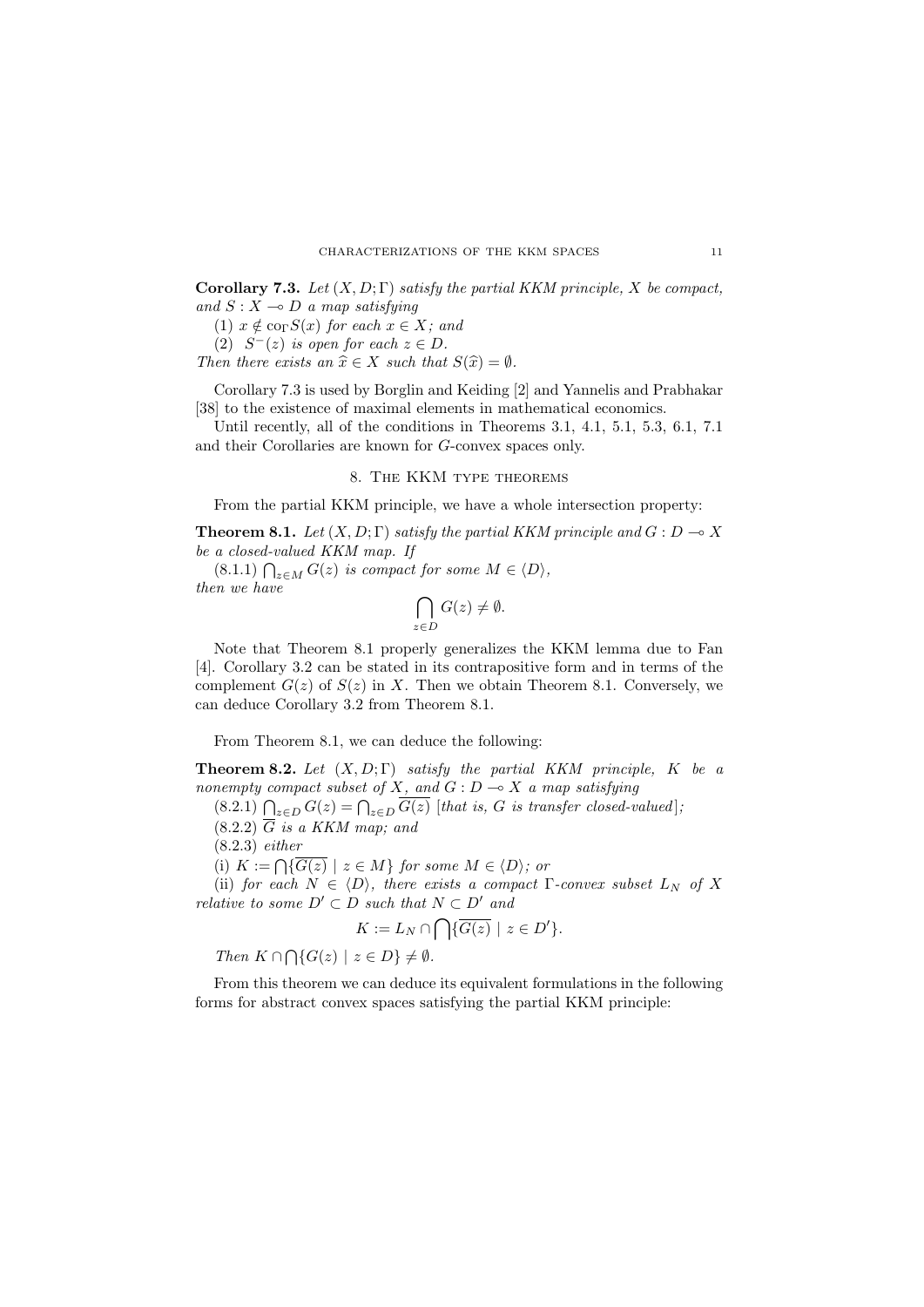**Corollary 7.3.** *Let $(X, D; \Gamma)$ satisfy the partial KKM principle, $X$ be compact, and $S : X \multimap D$ a map satisfying*

(1) *$x \notin \mathrm{co}_\Gamma S(x)$ for each $x \in X$; and*

(2) *$S^-(z)$ is open for each $z \in D$.*

*Then there exists an $\widehat{x} \in X$ such that $S(\widehat{x}) = \emptyset$.*

Corollary 7.3 is used by Borglin and Keiding [2] and Yannelis and Prabhakar [38] to the existence of maximal elements in mathematical economics.

Until recently, all of the conditions in Theorems 3.1, 4.1, 5.1, 5.3, 6.1, 7.1 and their Corollaries are known for $G$-convex spaces only.

## 8. The KKM type theorems

From the partial KKM principle, we have a whole intersection property:

**Theorem 8.1.** *Let $(X, D; \Gamma)$ satisfy the partial KKM principle and $G : D \multimap X$ be a closed-valued KKM map. If*

(8.1.1) *$\bigcap_{z \in M} G(z)$ is compact for some $M \in \langle D \rangle$,*

*then we have*

$$\bigcap_{z \in D} G(z) \neq \emptyset.$$

Note that Theorem 8.1 properly generalizes the KKM lemma due to Fan [4]. Corollary 3.2 can be stated in its contrapositive form and in terms of the complement $G(z)$ of $S(z)$ in $X$. Then we obtain Theorem 8.1. Conversely, we can deduce Corollary 3.2 from Theorem 8.1.

From Theorem 8.1, we can deduce the following:

**Theorem 8.2.** *Let $(X, D; \Gamma)$ satisfy the partial KKM principle, $K$ be a nonempty compact subset of $X$, and $G : D \multimap X$ a map satisfying*

(8.2.1) *$\bigcap_{z \in D} G(z) = \bigcap_{z \in D} \overline{G(z)}$ [that is, $G$ is transfer closed-valued];*

(8.2.2) *$\overline{G}$ is a KKM map; and*

(8.2.3) *either*

(i) *$K := \bigcap\{\overline{G(z)} \mid z \in M\}$ for some $M \in \langle D \rangle$; or*

(ii) *for each $N \in \langle D \rangle$, there exists a compact $\Gamma$-convex subset $L_N$ of $X$ relative to some $D' \subset D$ such that $N \subset D'$ and*

$$K := L_N \cap \bigcap\{\overline{G(z)} \mid z \in D'\}.$$

*Then $K \cap \bigcap\{G(z) \mid z \in D\} \neq \emptyset$.*

From this theorem we can deduce its equivalent formulations in the following forms for abstract convex spaces satisfying the partial KKM principle: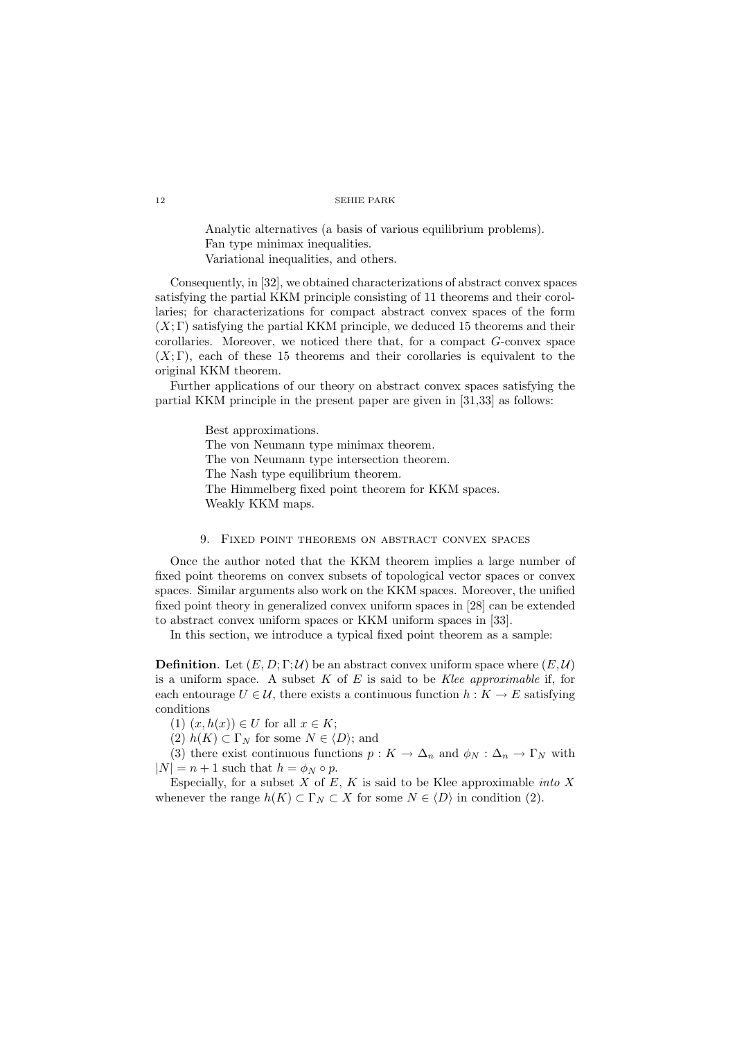Analytic alternatives (a basis of various equilibrium problems).
Fan type minimax inequalities.
Variational inequalities, and others.

Consequently, in [32], we obtained characterizations of abstract convex spaces satisfying the partial KKM principle consisting of 11 theorems and their corollaries; for characterizations for compact abstract convex spaces of the form $(X;\Gamma)$ satisfying the partial KKM principle, we deduced 15 theorems and their corollaries. Moreover, we noticed there that, for a compact $G$-convex space $(X;\Gamma)$, each of these 15 theorems and their corollaries is equivalent to the original KKM theorem.

Further applications of our theory on abstract convex spaces satisfying the partial KKM principle in the present paper are given in [31,33] as follows:

Best approximations.
The von Neumann type minimax theorem.
The von Neumann type intersection theorem.
The Nash type equilibrium theorem.
The Himmelberg fixed point theorem for KKM spaces.
Weakly KKM maps.

## 9. Fixed point theorems on abstract convex spaces

Once the author noted that the KKM theorem implies a large number of fixed point theorems on convex subsets of topological vector spaces or convex spaces. Similar arguments also work on the KKM spaces. Moreover, the unified fixed point theory in generalized convex uniform spaces in [28] can be extended to abstract convex uniform spaces or KKM uniform spaces in [33].

In this section, we introduce a typical fixed point theorem as a sample:

**Definition**. Let $(E,D;\Gamma;\mathcal{U})$ be an abstract convex uniform space where $(E,\mathcal{U})$ is a uniform space. A subset $K$ of $E$ is said to be *Klee approximable* if, for each entourage $U\in\mathcal{U}$, there exists a continuous function $h:K\to E$ satisfying conditions

(1) $(x,h(x))\in U$ for all $x\in K$;

(2) $h(K)\subset\Gamma_N$ for some $N\in\langle D\rangle$; and

(3) there exist continuous functions $p:K\to\Delta_n$ and $\phi_N:\Delta_n\to\Gamma_N$ with $|N|=n+1$ such that $h=\phi_N\circ p$.

Especially, for a subset $X$ of $E$, $K$ is said to be Klee approximable *into* $X$ whenever the range $h(K)\subset\Gamma_N\subset X$ for some $N\in\langle D\rangle$ in condition (2).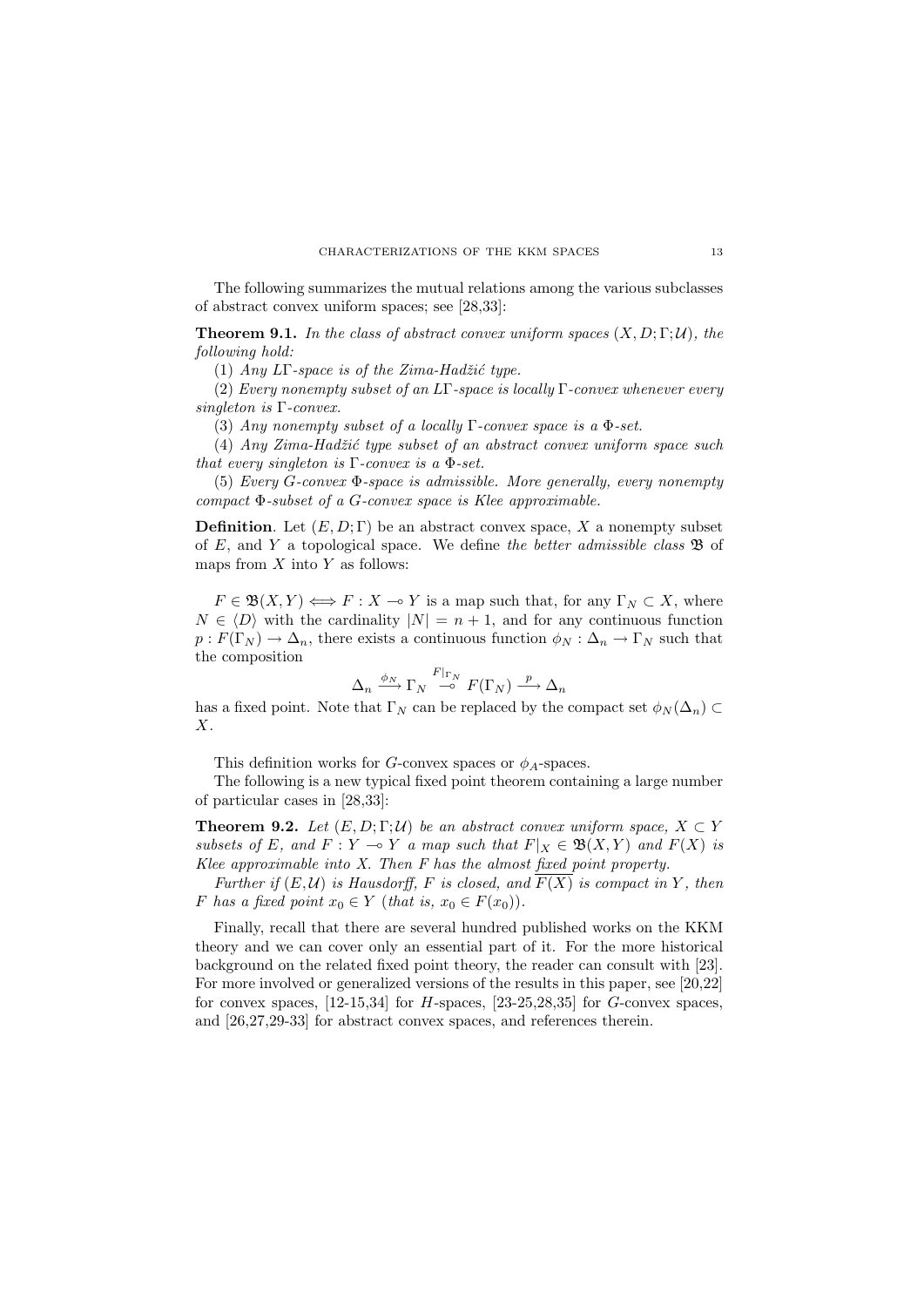The following summarizes the mutual relations among the various subclasses of abstract convex uniform spaces; see [28,33]:

**Theorem 9.1.** *In the class of abstract convex uniform spaces $(X, D; \Gamma; \mathcal{U})$, the following hold:*

(1) *Any $L\Gamma$-space is of the Zima-Hadžić type.*

(2) *Every nonempty subset of an $L\Gamma$-space is locally $\Gamma$-convex whenever every singleton is $\Gamma$-convex.*

(3) *Any nonempty subset of a locally $\Gamma$-convex space is a $\Phi$-set.*

(4) *Any Zima-Hadžić type subset of an abstract convex uniform space such that every singleton is $\Gamma$-convex is a $\Phi$-set.*

(5) *Every $G$-convex $\Phi$-space is admissible. More generally, every nonempty compact $\Phi$-subset of a $G$-convex space is Klee approximable.*

**Definition**. Let $(E, D; \Gamma)$ be an abstract convex space, $X$ a nonempty subset of $E$, and $Y$ a topological space. We define *the better admissible class* $\mathfrak{B}$ of maps from $X$ into $Y$ as follows:

$F \in \mathfrak{B}(X, Y) \iff F : X \multimap Y$ is a map such that, for any $\Gamma_N \subset X$, where $N \in \langle D \rangle$ with the cardinality $|N| = n + 1$, and for any continuous function $p : F(\Gamma_N) \to \Delta_n$, there exists a continuous function $\phi_N : \Delta_n \to \Gamma_N$ such that the composition

$$\Delta_n \xrightarrow{\phi_N} \Gamma_N \overset{F|_{\Gamma_N}}{\multimap} F(\Gamma_N) \xrightarrow{p} \Delta_n$$

has a fixed point. Note that $\Gamma_N$ can be replaced by the compact set $\phi_N(\Delta_n) \subset X$.

This definition works for $G$-convex spaces or $\phi_A$-spaces.

The following is a new typical fixed point theorem containing a large number of particular cases in [28,33]:

**Theorem 9.2.** *Let $(E, D; \Gamma; \mathcal{U})$ be an abstract convex uniform space, $X \subset Y$ subsets of $E$, and $F : Y \multimap Y$ a map such that $F|_X \in \mathfrak{B}(X, Y)$ and $F(X)$ is Klee approximable into $X$. Then $F$ has the almost fixed point property.*

*Further if $(E, \mathcal{U})$ is Hausdorff, $F$ is closed, and $\overline{F(X)}$ is compact in $Y$, then $F$ has a fixed point $x_0 \in Y$ (that is, $x_0 \in F(x_0)$).*

Finally, recall that there are several hundred published works on the KKM theory and we can cover only an essential part of it. For the more historical background on the related fixed point theory, the reader can consult with [23]. For more involved or generalized versions of the results in this paper, see [20,22] for convex spaces, [12-15,34] for $H$-spaces, [23-25,28,35] for $G$-convex spaces, and [26,27,29-33] for abstract convex spaces, and references therein.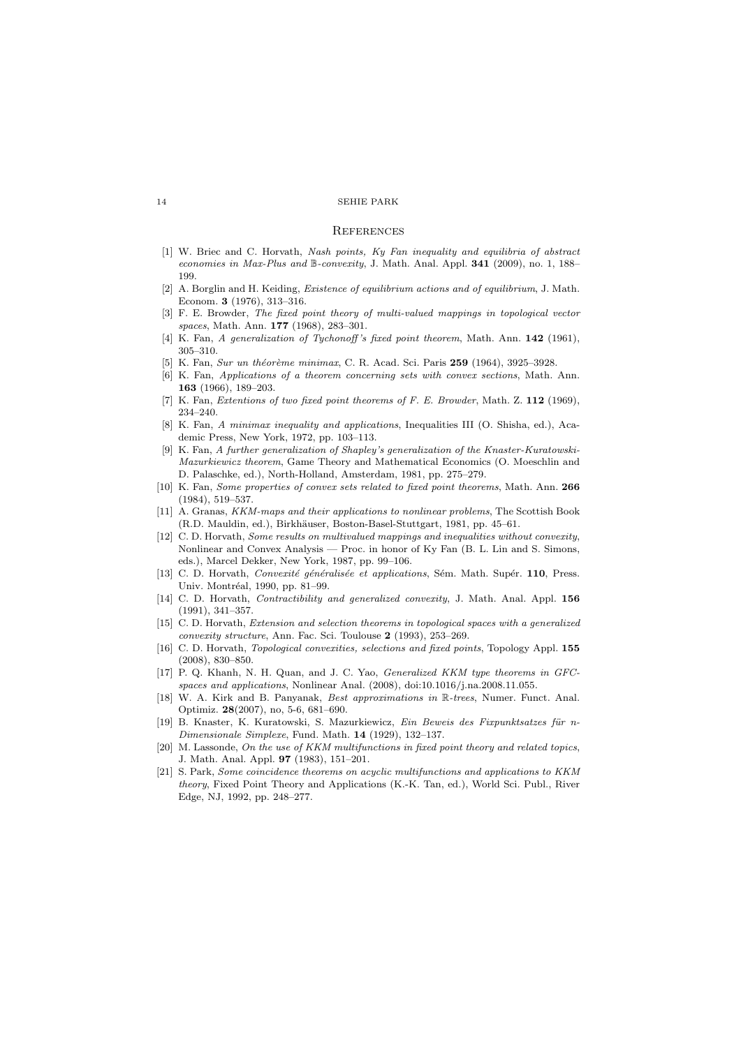## References

[1] W. Briec and C. Horvath, *Nash points, Ky Fan inequality and equilibria of abstract economies in Max-Plus and $\mathbb{B}$-convexity*, J. Math. Anal. Appl. **341** (2009), no. 1, 188–199.

[2] A. Borglin and H. Keiding, *Existence of equilibrium actions and of equilibrium*, J. Math. Econom. **3** (1976), 313–316.

[3] F. E. Browder, *The fixed point theory of multi-valued mappings in topological vector spaces*, Math. Ann. **177** (1968), 283–301.

[4] K. Fan, *A generalization of Tychonoff's fixed point theorem*, Math. Ann. **142** (1961), 305–310.

[5] K. Fan, *Sur un théorème minimax*, C. R. Acad. Sci. Paris **259** (1964), 3925–3928.

[6] K. Fan, *Applications of a theorem concerning sets with convex sections*, Math. Ann. **163** (1966), 189–203.

[7] K. Fan, *Extentions of two fixed point theorems of F. E. Browder*, Math. Z. **112** (1969), 234–240.

[8] K. Fan, *A minimax inequality and applications*, Inequalities III (O. Shisha, ed.), Academic Press, New York, 1972, pp. 103–113.

[9] K. Fan, *A further generalization of Shapley's generalization of the Knaster-Kuratowski-Mazurkiewicz theorem*, Game Theory and Mathematical Economics (O. Moeschlin and D. Palaschke, ed.), North-Holland, Amsterdam, 1981, pp. 275–279.

[10] K. Fan, *Some properties of convex sets related to fixed point theorems*, Math. Ann. **266** (1984), 519–537.

[11] A. Granas, *KKM-maps and their applications to nonlinear problems*, The Scottish Book (R.D. Mauldin, ed.), Birkhäuser, Boston-Basel-Stuttgart, 1981, pp. 45–61.

[12] C. D. Horvath, *Some results on multivalued mappings and inequalities without convexity*, Nonlinear and Convex Analysis — Proc. in honor of Ky Fan (B. L. Lin and S. Simons, eds.), Marcel Dekker, New York, 1987, pp. 99–106.

[13] C. D. Horvath, *Convexité généralisée et applications*, Sém. Math. Supér. **110**, Press. Univ. Montréal, 1990, pp. 81–99.

[14] C. D. Horvath, *Contractibility and generalized convexity*, J. Math. Anal. Appl. **156** (1991), 341–357.

[15] C. D. Horvath, *Extension and selection theorems in topological spaces with a generalized convexity structure*, Ann. Fac. Sci. Toulouse **2** (1993), 253–269.

[16] C. D. Horvath, *Topological convexities, selections and fixed points*, Topology Appl. **155** (2008), 830–850.

[17] P. Q. Khanh, N. H. Quan, and J. C. Yao, *Generalized KKM type theorems in GFC-spaces and applications*, Nonlinear Anal. (2008), doi:10.1016/j.na.2008.11.055.

[18] W. A. Kirk and B. Panyanak, *Best approximations in $\mathbb{R}$-trees*, Numer. Funct. Anal. Optimiz. **28**(2007), no, 5-6, 681–690.

[19] B. Knaster, K. Kuratowski, S. Mazurkiewicz, *Ein Beweis des Fixpunktsatzes für n-Dimensionale Simplexe*, Fund. Math. **14** (1929), 132–137.

[20] M. Lassonde, *On the use of KKM multifunctions in fixed point theory and related topics*, J. Math. Anal. Appl. **97** (1983), 151–201.

[21] S. Park, *Some coincidence theorems on acyclic multifunctions and applications to KKM theory*, Fixed Point Theory and Applications (K.-K. Tan, ed.), World Sci. Publ., River Edge, NJ, 1992, pp. 248–277.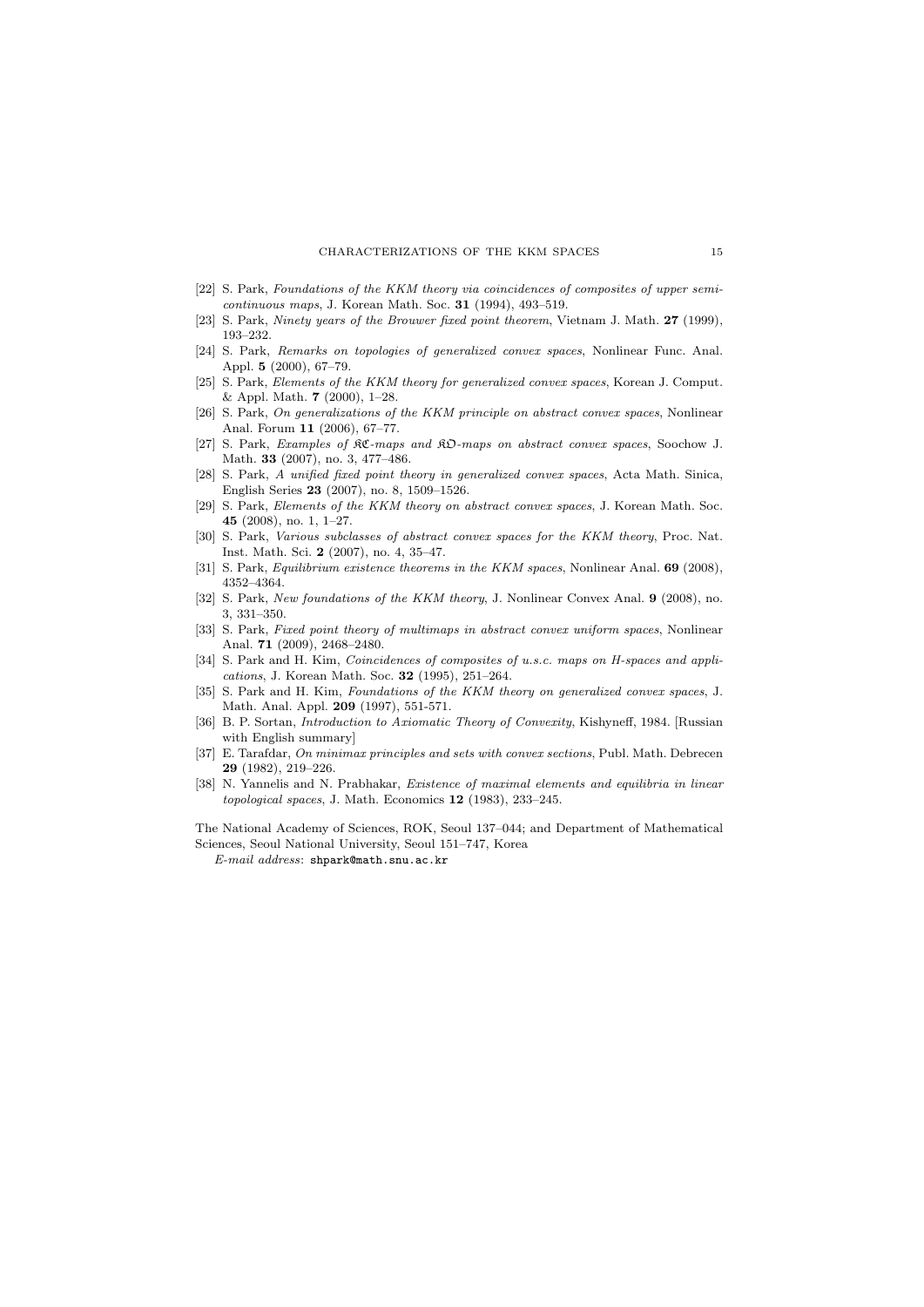[22] S. Park, *Foundations of the KKM theory via coincidences of composites of upper semicontinuous maps*, J. Korean Math. Soc. **31** (1994), 493–519.

[23] S. Park, *Ninety years of the Brouwer fixed point theorem*, Vietnam J. Math. **27** (1999), 193–232.

[24] S. Park, *Remarks on topologies of generalized convex spaces*, Nonlinear Func. Anal. Appl. **5** (2000), 67–79.

[25] S. Park, *Elements of the KKM theory for generalized convex spaces*, Korean J. Comput. & Appl. Math. **7** (2000), 1–28.

[26] S. Park, *On generalizations of the KKM principle on abstract convex spaces*, Nonlinear Anal. Forum **11** (2006), 67–77.

[27] S. Park, *Examples of $\mathfrak{KC}$-maps and $\mathfrak{KO}$-maps on abstract convex spaces*, Soochow J. Math. **33** (2007), no. 3, 477–486.

[28] S. Park, *A unified fixed point theory in generalized convex spaces*, Acta Math. Sinica, English Series **23** (2007), no. 8, 1509–1526.

[29] S. Park, *Elements of the KKM theory on abstract convex spaces*, J. Korean Math. Soc. **45** (2008), no. 1, 1–27.

[30] S. Park, *Various subclasses of abstract convex spaces for the KKM theory*, Proc. Nat. Inst. Math. Sci. **2** (2007), no. 4, 35–47.

[31] S. Park, *Equilibrium existence theorems in the KKM spaces*, Nonlinear Anal. **69** (2008), 4352–4364.

[32] S. Park, *New foundations of the KKM theory*, J. Nonlinear Convex Anal. **9** (2008), no. 3, 331–350.

[33] S. Park, *Fixed point theory of multimaps in abstract convex uniform spaces*, Nonlinear Anal. **71** (2009), 2468–2480.

[34] S. Park and H. Kim, *Coincidences of composites of u.s.c. maps on H-spaces and applications*, J. Korean Math. Soc. **32** (1995), 251–264.

[35] S. Park and H. Kim, *Foundations of the KKM theory on generalized convex spaces*, J. Math. Anal. Appl. **209** (1997), 551-571.

[36] B. P. Sortan, *Introduction to Axiomatic Theory of Convexity*, Kishyneff, 1984. [Russian with English summary]

[37] E. Tarafdar, *On minimax principles and sets with convex sections*, Publ. Math. Debrecen **29** (1982), 219–226.

[38] N. Yannelis and N. Prabhakar, *Existence of maximal elements and equilibria in linear topological spaces*, J. Math. Economics **12** (1983), 233–245.

The National Academy of Sciences, ROK, Seoul 137–044; and Department of Mathematical Sciences, Seoul National University, Seoul 151–747, Korea

*E-mail address*: shpark@math.snu.ac.kr